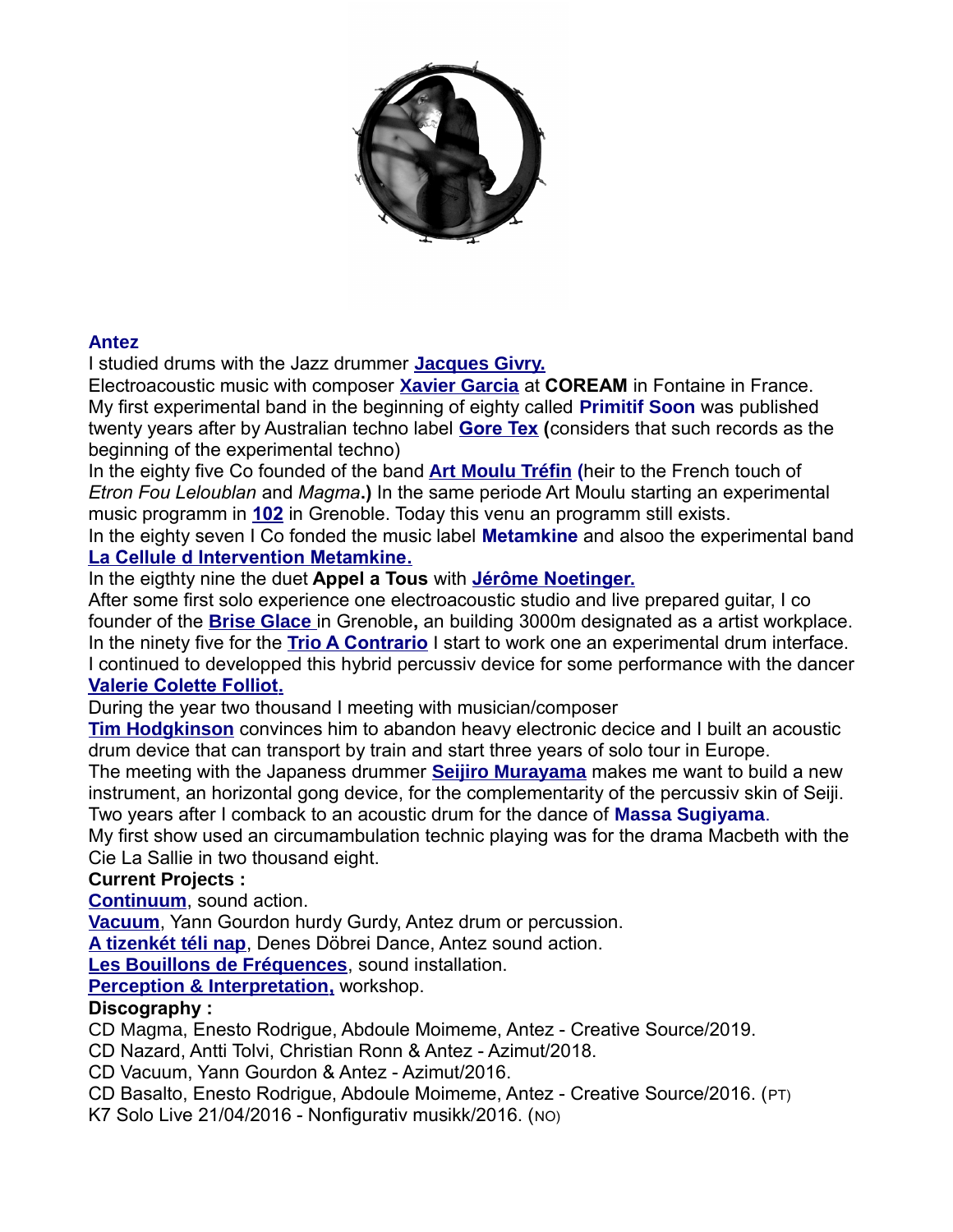**Antez**

I studied drums with the Jazz drummer **Jacques Givry.**

Electroacoustic music with composer **Xavier Garcia** at **COREAM** in Fontaine in France.

My first experimental band in the beginning of eighty called **Primitif Soon** was published twenty years after by Australian techno label **Gore Tex (**considers that such records as the beginning of the experimental techno)

In the eighty five Co founded of the band **Art Moulu Tréfin (**heir to the French touch of *Etron Fou Leloublan* and *Magma***.)** In the same periode Art Moulu starting an experimental music programm in **102** in Grenoble. Today this venu an programm still exists.

In the eighty seven I Co fonded the music label **Metamkine** and alsoo the experimental band **La Cellule d Intervention Metamkine.**

In the eigthty nine the duet **Appel a Tous** with **Jérôme Noetinger.**

After some first solo experience one electroacoustic studio and live prepared guitar, I co founder of the **Brise Glace** in Grenoble**,** an building 3000m designated as a artist workplace.

In the ninety five for the **Trio A Contrario** I start to work one an experimental drum interface. I continued to developped this hybrid percussiv device for some performance with the dancer **Valerie Colette Folliot.**

During the year two thousand I meeting with musician/composer **Tim Hodgkinson** convinces him to abandon heavy electronic decice and I built an acoustic drum device that can transport by train and start three years of solo tour in Europe.

The meeting with the Japaness drummer **Seijiro Murayama** makes me want to build a new instrument, an horizontal gong device, for the complementarity of the percussiv skin of Seiji.

Two years after I comback to an acoustic drum for the dance of **Massa Sugiyama**.

My first show used an circumambulation technic playing was for the drama Macbeth with the Cie La Sallie in two thousand eight.

**Current Projects :**

**Continuum**, sound action.

**Vacuum**, Yann Gourdon hurdy Gurdy, Antez drum or percussion.

**A tizenkét téli nap**, Denes Döbrei Dance, Antez sound action.

**Les Bouillons de Fréquences**, sound installation.

**Perception & Interpretation,** workshop.

**Discography :**

CD Magma, Enesto Rodrigue, Abdoule Moimeme, Antez - Creative Source/2019.

CD Nazard, Antti Tolvi, Christian Ronn & Antez - Azimut/2018.

CD Vacuum, Yann Gourdon & Antez - Azimut/2016.

CD Basalto, Enesto Rodrigue, Abdoule Moimeme, Antez - Creative Source/2016. (PT)

K7 Solo Live 21/04/2016 - Nonfigurativ musikk/2016. (NO)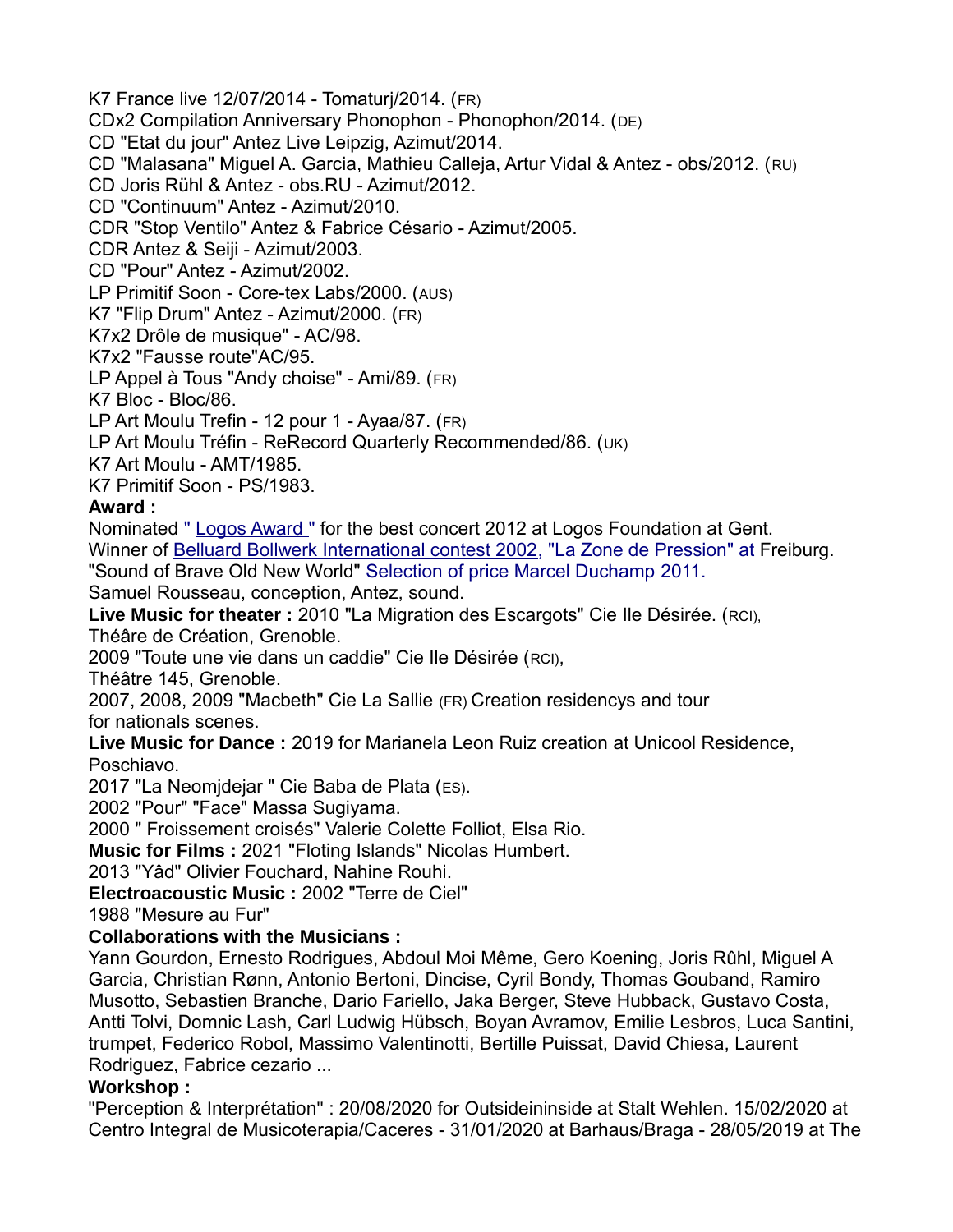K7 France live 12/07/2014 - Tomaturj/2014. (FR)
CDx2 Compilation Anniversary Phonophon - Phonophon/2014. (DE)
CD "Etat du jour" Antez Live Leipzig, Azimut/2014.
CD "Malasana" Miguel A. Garcia, Mathieu Calleja, Artur Vidal & Antez - obs/2012. (RU)
CD Joris Rühl & Antez - obs.RU - Azimut/2012.
CD "Continuum" Antez - Azimut/2010.
CDR "Stop Ventilo" Antez & Fabrice Césario - Azimut/2005.
CDR Antez & Seiji - Azimut/2003.
CD "Pour" Antez - Azimut/2002.
LP Primitif Soon - Core-tex Labs/2000. (AUS)
K7 "Flip Drum" Antez - Azimut/2000. (FR)
K7x2 Drôle de musique" - AC/98.
K7x2 "Fausse route"AC/95.
LP Appel à Tous "Andy choise" - Ami/89. (FR)
K7 Bloc - Bloc/86.
LP Art Moulu Trefin - 12 pour 1 - Ayaa/87. (FR)
LP Art Moulu Tréfin - ReRecord Quarterly Recommended/86. (UK)
K7 Art Moulu - AMT/1985.
K7 Primitif Soon - PS/1983.

**Award :**

Nominated " Logos Award " for the best concert 2012 at Logos Foundation at Gent.
Winner of Belluard Bollwerk International contest 2002, "La Zone de Pression" at Freiburg.
"Sound of Brave Old New World" Selection of price Marcel Duchamp 2011.
Samuel Rousseau, conception, Antez, sound.

**Live Music for theater :** 2010 "La Migration des Escargots" Cie Ile Désirée. (RCI),
Théâre de Création, Grenoble.
2009 "Toute une vie dans un caddie" Cie Ile Désirée (RCI),
Théâtre 145, Grenoble.
2007, 2008, 2009 "Macbeth" Cie La Sallie (FR) Creation residencys and tour
for nationals scenes.

**Live Music for Dance :** 2019 for Marianela Leon Ruiz creation at Unicool Residence, Poschiavo.
2017 "La Neomjdejar " Cie Baba de Plata (ES).
2002 "Pour" "Face" Massa Sugiyama.
2000 " Froissement croisés" Valerie Colette Folliot, Elsa Rio.

**Music for Films :** 2021 "Floting Islands" Nicolas Humbert.
2013 "Yâd" Olivier Fouchard, Nahine Rouhi.

**Electroacoustic Music :** 2002 "Terre de Ciel"
1988 "Mesure au Fur"

**Collaborations with the Musicians :**

Yann Gourdon, Ernesto Rodrigues, Abdoul Moi Même, Gero Koening, Joris Rûhl, Miguel A Garcia, Christian Rønn, Antonio Bertoni, Dincise, Cyril Bondy, Thomas Gouband, Ramiro Musotto, Sebastien Branche, Dario Fariello, Jaka Berger, Steve Hubback, Gustavo Costa, Antti Tolvi, Domnic Lash, Carl Ludwig Hübsch, Boyan Avramov, Emilie Lesbros, Luca Santini, trumpet, Federico Robol, Massimo Valentinotti, Bertille Puissat, David Chiesa, Laurent Rodriguez, Fabrice cezario ...

**Workshop :**

"Perception & Interprétation" : 20/08/2020 for Outsideininside at Stalt Wehlen. 15/02/2020 at Centro Integral de Musicoterapia/Caceres - 31/01/2020 at Barhaus/Braga - 28/05/2019 at The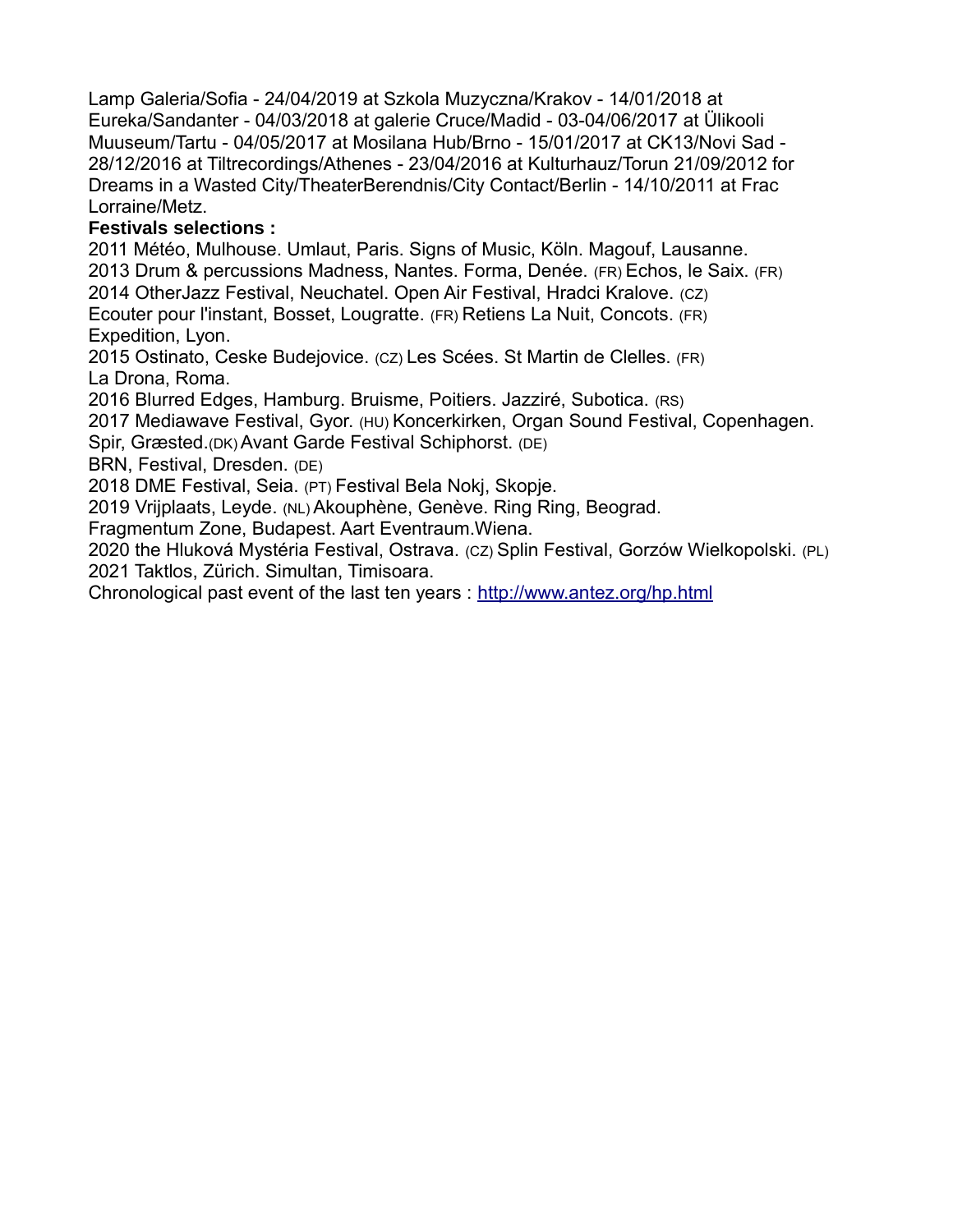Lamp Galeria/Sofia - 24/04/2019 at Szkola Muzyczna/Krakov - 14/01/2018 at Eureka/Sandanter - 04/03/2018 at galerie Cruce/Madid - 03-04/06/2017 at Ülikooli Muuseum/Tartu - 04/05/2017 at Mosilana Hub/Brno - 15/01/2017 at CK13/Novi Sad - 28/12/2016 at Tiltrecordings/Athenes - 23/04/2016 at Kulturhauz/Torun 21/09/2012 for Dreams in a Wasted City/TheaterBerendnis/City Contact/Berlin - 14/10/2011 at Frac Lorraine/Metz.

**Festivals selections :**

2011 Météo, Mulhouse. Umlaut, Paris. Signs of Music, Köln. Magouf, Lausanne.
2013 Drum & percussions Madness, Nantes. Forma, Denée. (FR) Echos, le Saix. (FR)
2014 OtherJazz Festival, Neuchatel. Open Air Festival, Hradci Kralove. (CZ)
Ecouter pour l'instant, Bosset, Lougratte. (FR) Retiens La Nuit, Concots. (FR)
Expedition, Lyon.
2015 Ostinato, Ceske Budejovice. (CZ) Les Scées. St Martin de Clelles. (FR)
La Drona, Roma.
2016 Blurred Edges, Hamburg. Bruisme, Poitiers. Jazziré, Subotica. (RS)
2017 Mediawave Festival, Gyor. (HU) Koncerkirken, Organ Sound Festival, Copenhagen.
Spir, Græsted.(DK) Avant Garde Festival Schiphorst. (DE)
BRN, Festival, Dresden. (DE)
2018 DME Festival, Seia. (PT) Festival Bela Nokj, Skopje.
2019 Vrijplaats, Leyde. (NL) Akouphène, Genève. Ring Ring, Beograd.
Fragmentum Zone, Budapest. Aart Eventraum.Wiena.
2020 the Hluková Mystéria Festival, Ostrava. (CZ) Splin Festival, Gorzów Wielkopolski. (PL)
2021 Taktlos, Zürich. Simultan, Timisoara.
Chronological past event of the last ten years : [http://www.antez.org/hp.html](http://www.antez.org/hp.html)